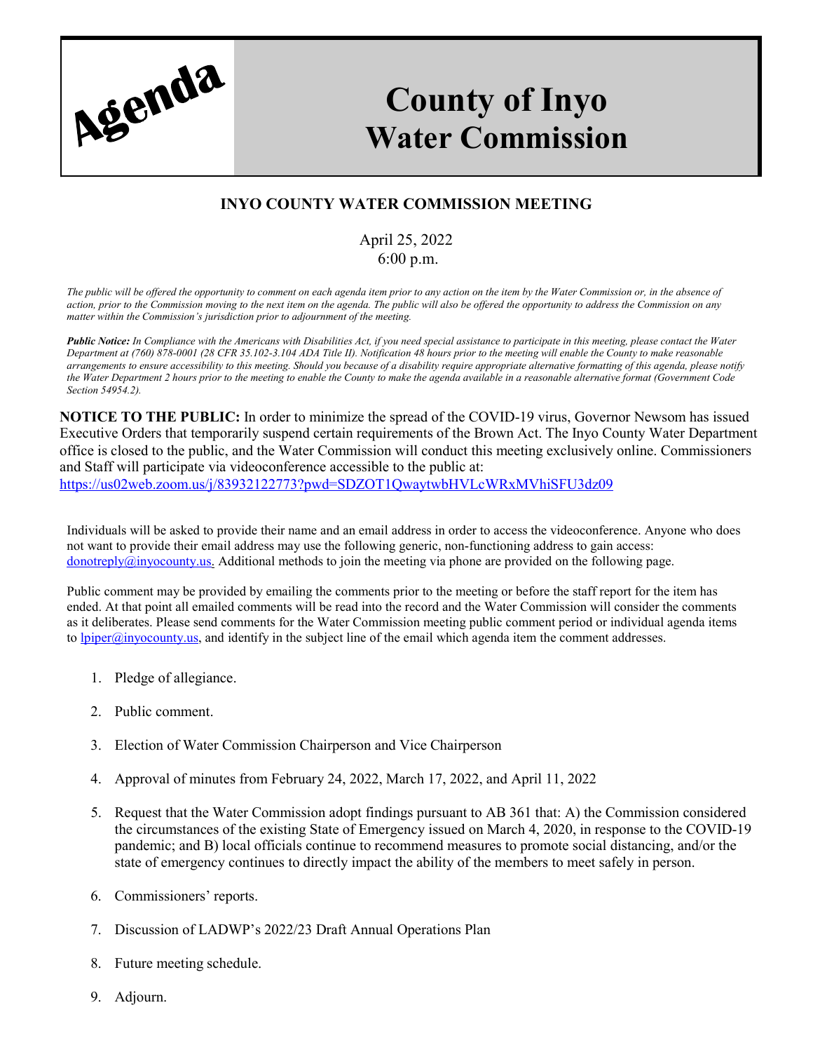**Agenda**

# County of Inyo Water Commission

## INYO COUNTY WATER COMMISSION MEETING

April 25, 2022
6:00 p.m.

*The public will be offered the opportunity to comment on each agenda item prior to any action on the item by the Water Commission or, in the absence of action, prior to the Commission moving to the next item on the agenda. The public will also be offered the opportunity to address the Commission on any matter within the Commission's jurisdiction prior to adjournment of the meeting.*

***Public Notice:*** *In Compliance with the Americans with Disabilities Act, if you need special assistance to participate in this meeting, please contact the Water Department at (760) 878-0001 (28 CFR 35.102-3.104 ADA Title II). Notification 48 hours prior to the meeting will enable the County to make reasonable arrangements to ensure accessibility to this meeting. Should you because of a disability require appropriate alternative formatting of this agenda, please notify the Water Department 2 hours prior to the meeting to enable the County to make the agenda available in a reasonable alternative format (Government Code Section 54954.2).*

**NOTICE TO THE PUBLIC:** In order to minimize the spread of the COVID-19 virus, Governor Newsom has issued Executive Orders that temporarily suspend certain requirements of the Brown Act. The Inyo County Water Department office is closed to the public, and the Water Commission will conduct this meeting exclusively online. Commissioners and Staff will participate via videoconference accessible to the public at: https://us02web.zoom.us/j/83932122773?pwd=SDZOT1QwaytwbHVLcWRxMVhiSFU3dz09

Individuals will be asked to provide their name and an email address in order to access the videoconference. Anyone who does not want to provide their email address may use the following generic, non-functioning address to gain access: donotreply@inyocounty.us. Additional methods to join the meeting via phone are provided on the following page.

Public comment may be provided by emailing the comments prior to the meeting or before the staff report for the item has ended. At that point all emailed comments will be read into the record and the Water Commission will consider the comments as it deliberates. Please send comments for the Water Commission meeting public comment period or individual agenda items to lpiper@inyocounty.us, and identify in the subject line of the email which agenda item the comment addresses.

1. Pledge of allegiance.
2. Public comment.
3. Election of Water Commission Chairperson and Vice Chairperson
4. Approval of minutes from February 24, 2022, March 17, 2022, and April 11, 2022
5. Request that the Water Commission adopt findings pursuant to AB 361 that: A) the Commission considered the circumstances of the existing State of Emergency issued on March 4, 2020, in response to the COVID-19 pandemic; and B) local officials continue to recommend measures to promote social distancing, and/or the state of emergency continues to directly impact the ability of the members to meet safely in person.
6. Commissioners' reports.
7. Discussion of LADWP's 2022/23 Draft Annual Operations Plan
8. Future meeting schedule.
9. Adjourn.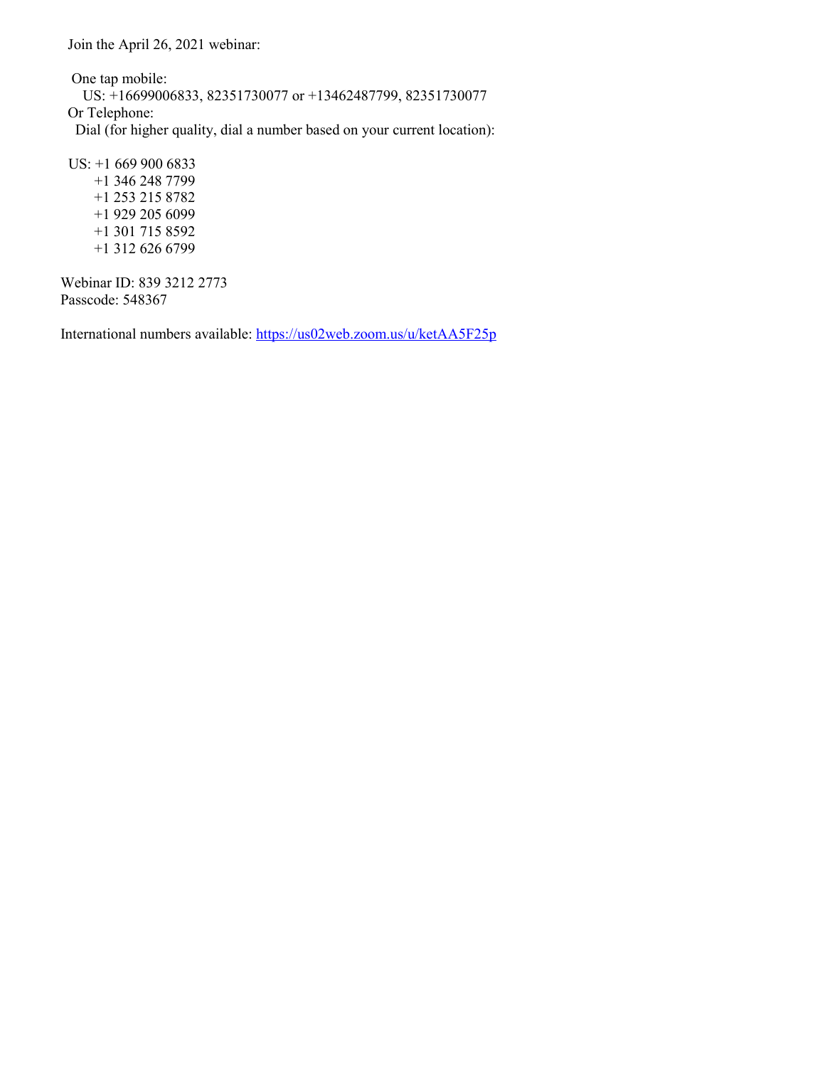Join the April 26, 2021 webinar:

One tap mobile:
US: +16699006833, 82351730077 or +13462487799, 82351730077

Or Telephone:
Dial (for higher quality, dial a number based on your current location):

US: +1 669 900 6833
+1 346 248 7799
+1 253 215 8782
+1 929 205 6099
+1 301 715 8592
+1 312 626 6799

Webinar ID: 839 3212 2773
Passcode: 548367

International numbers available: https://us02web.zoom.us/u/ketAA5F25p